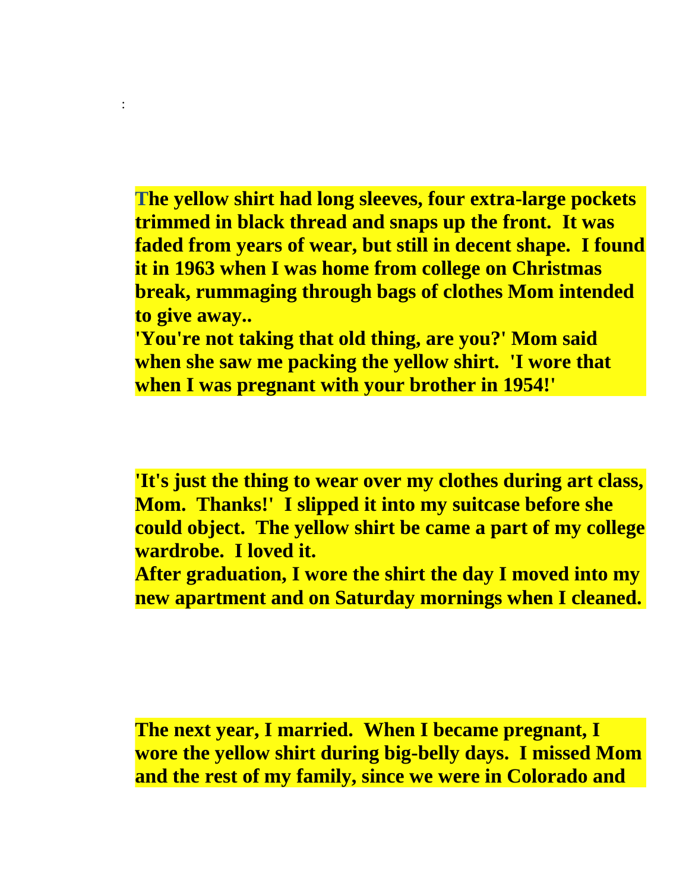:

**The yellow shirt had long sleeves, four extra-large pockets trimmed in black thread and snaps up the front. It was faded from years of wear, but still in decent shape. I found it in 1963 when I was home from college on Christmas break, rummaging through bags of clothes Mom intended to give away..**
**'You're not taking that old thing, are you?' Mom said when she saw me packing the yellow shirt. 'I wore that when I was pregnant with your brother in 1954!'**

**'It's just the thing to wear over my clothes during art class, Mom. Thanks!' I slipped it into my suitcase before she could object. The yellow shirt be came a part of my college wardrobe. I loved it.**
**After graduation, I wore the shirt the day I moved into my new apartment and on Saturday mornings when I cleaned.**

**The next year, I married. When I became pregnant, I wore the yellow shirt during big-belly days. I missed Mom and the rest of my family, since we were in Colorado and**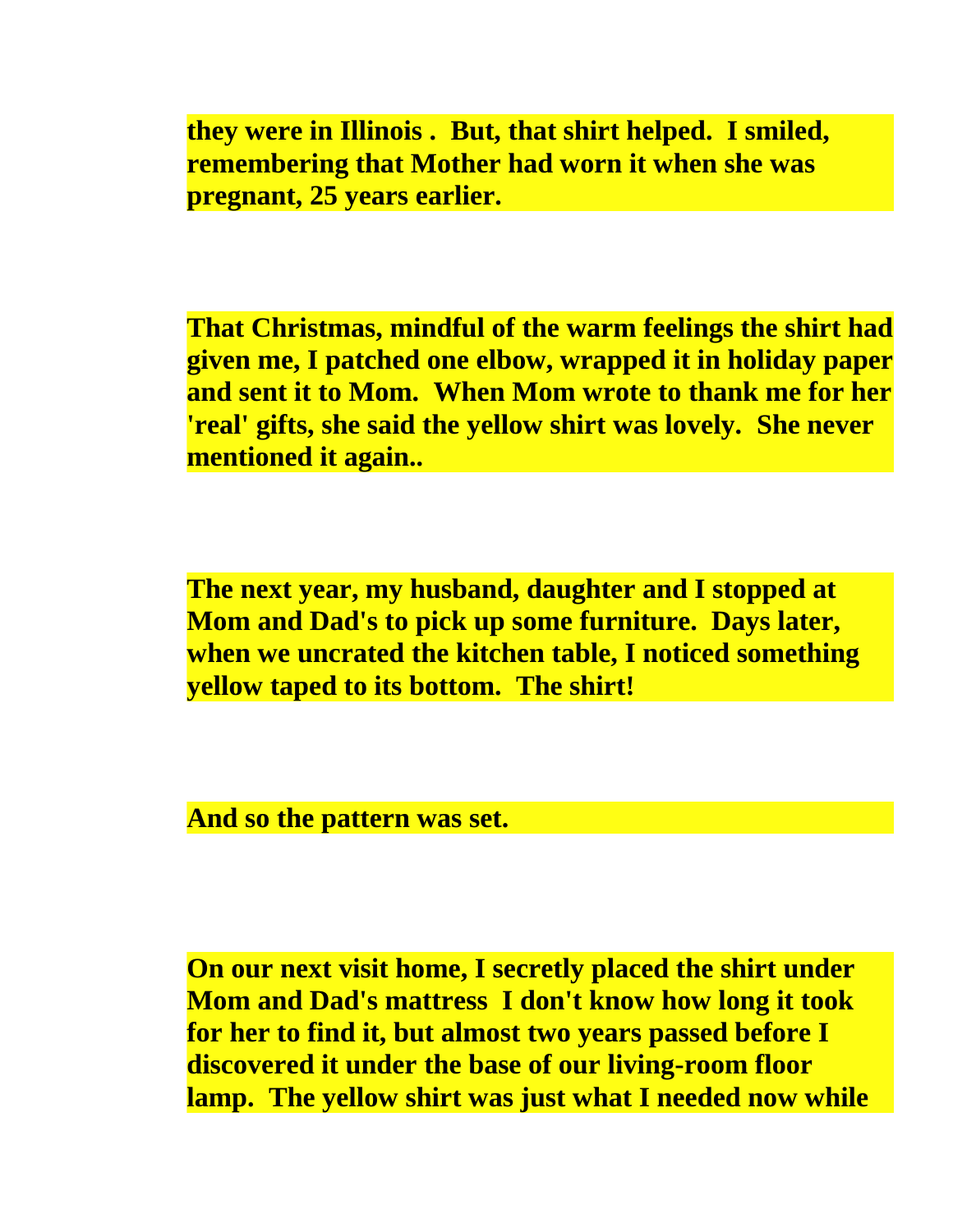**they were in Illinois . But, that shirt helped. I smiled, remembering that Mother had worn it when she was pregnant, 25 years earlier.**

**That Christmas, mindful of the warm feelings the shirt had given me, I patched one elbow, wrapped it in holiday paper and sent it to Mom. When Mom wrote to thank me for her 'real' gifts, she said the yellow shirt was lovely. She never mentioned it again..**

**The next year, my husband, daughter and I stopped at Mom and Dad's to pick up some furniture. Days later, when we uncrated the kitchen table, I noticed something yellow taped to its bottom. The shirt!**

**And so the pattern was set.**

**On our next visit home, I secretly placed the shirt under Mom and Dad's mattress I don't know how long it took for her to find it, but almost two years passed before I discovered it under the base of our living-room floor lamp. The yellow shirt was just what I needed now while**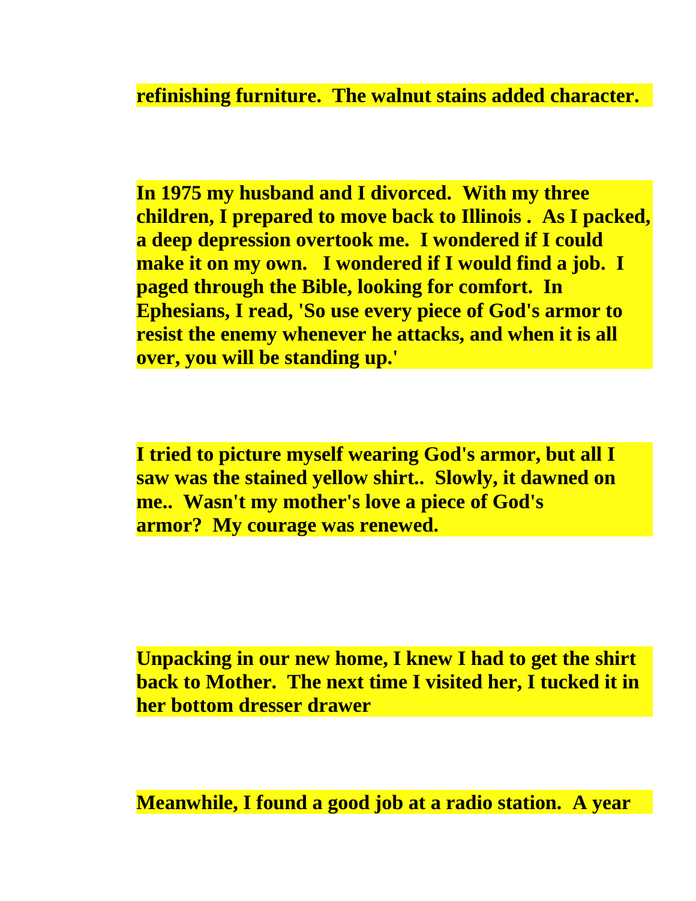refinishing furniture.  The walnut stains added character.

In 1975 my husband and I divorced.  With my three children, I prepared to move back to Illinois .  As I packed, a deep depression overtook me.  I wondered if I could make it on my own.   I wondered if I would find a job.  I paged through the Bible, looking for comfort.  In Ephesians, I read, 'So use every piece of God's armor to resist the enemy whenever he attacks, and when it is all over, you will be standing up.'

I tried to picture myself wearing God's armor, but all I saw was the stained yellow shirt..  Slowly, it dawned on me..  Wasn't my mother's love a piece of God's armor?  My courage was renewed.

Unpacking in our new home, I knew I had to get the shirt back to Mother.  The next time I visited her, I tucked it in her bottom dresser drawer

Meanwhile, I found a good job at a radio station.  A year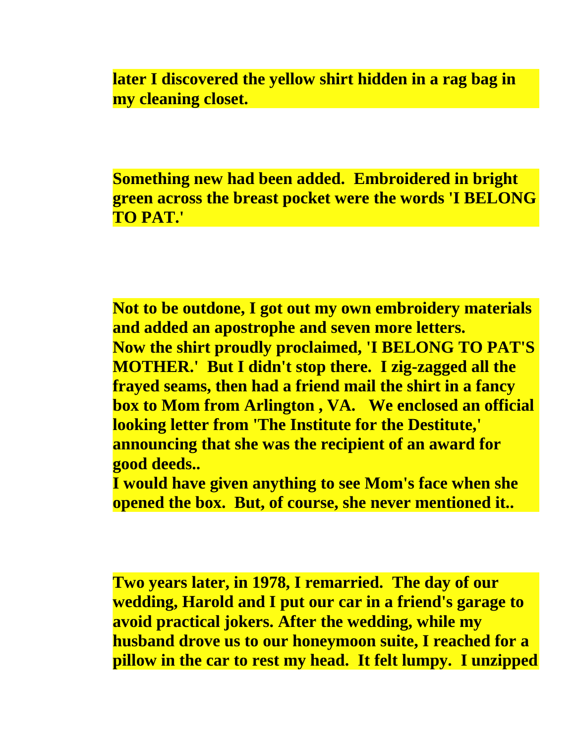**later I discovered the yellow shirt hidden in a rag bag in my cleaning closet.**

**Something new had been added. Embroidered in bright green across the breast pocket were the words 'I BELONG TO PAT.'**

**Not to be outdone, I got out my own embroidery materials and added an apostrophe and seven more letters.**
**Now the shirt proudly proclaimed, 'I BELONG TO PAT'S MOTHER.' But I didn't stop there. I zig-zagged all the frayed seams, then had a friend mail the shirt in a fancy box to Mom from Arlington , VA. We enclosed an official looking letter from 'The Institute for the Destitute,' announcing that she was the recipient of an award for good deeds..**
**I would have given anything to see Mom's face when she opened the box. But, of course, she never mentioned it..**

**Two years later, in 1978, I remarried. The day of our wedding, Harold and I put our car in a friend's garage to avoid practical jokers. After the wedding, while my husband drove us to our honeymoon suite, I reached for a pillow in the car to rest my head. It felt lumpy. I unzipped**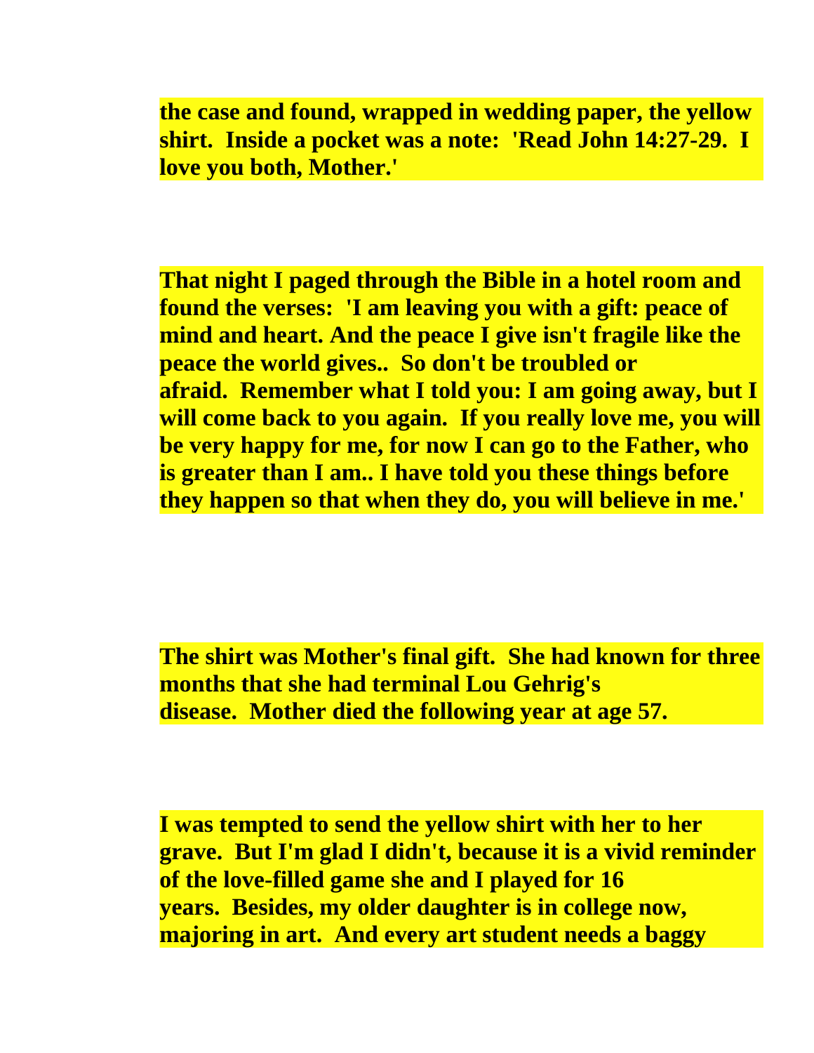**the case and found, wrapped in wedding paper, the yellow shirt. Inside a pocket was a note: 'Read John 14:27-29. I love you both, Mother.'**

**That night I paged through the Bible in a hotel room and found the verses: 'I am leaving you with a gift: peace of mind and heart. And the peace I give isn't fragile like the peace the world gives.. So don't be troubled or afraid. Remember what I told you: I am going away, but I will come back to you again. If you really love me, you will be very happy for me, for now I can go to the Father, who is greater than I am.. I have told you these things before they happen so that when they do, you will believe in me.'**

**The shirt was Mother's final gift. She had known for three months that she had terminal Lou Gehrig's disease. Mother died the following year at age 57.**

**I was tempted to send the yellow shirt with her to her grave. But I'm glad I didn't, because it is a vivid reminder of the love-filled game she and I played for 16 years. Besides, my older daughter is in college now, majoring in art. And every art student needs a baggy**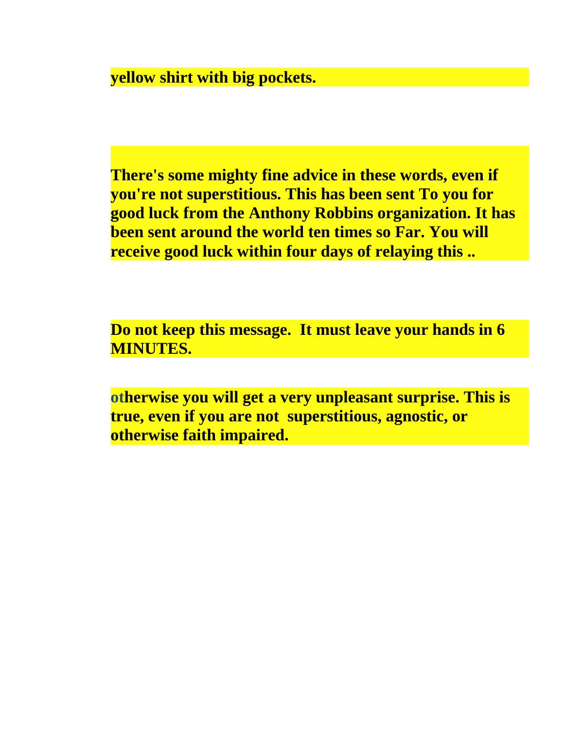**yellow shirt with big pockets.**

**There's some mighty fine advice in these words, even if you're not superstitious. This has been sent To you for good luck from the Anthony Robbins organization. It has been sent around the world ten times so Far. You will receive good luck within four days of relaying this ..**

**Do not keep this message.  It must leave your hands in 6 MINUTES.**

**otherwise you will get a very unpleasant surprise. This is true, even if you are not  superstitious, agnostic, or otherwise faith impaired.**